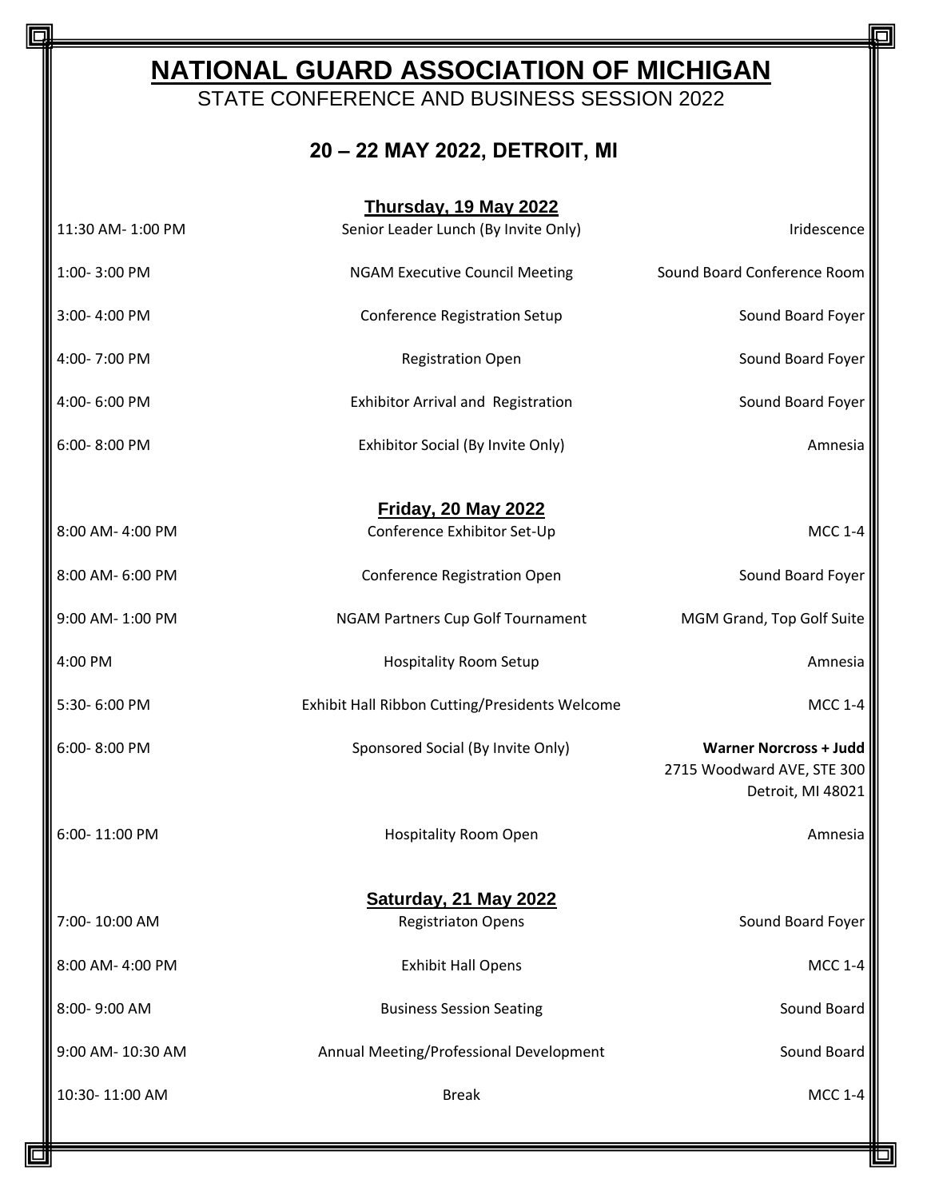# NATIONAL GUARD ASSOCIATION OF MICHIGAN

STATE CONFERENCE AND BUSINESS SESSION 2022

## 20 – 22 MAY 2022, DETROIT, MI

### Thursday, 19 May 2022

| | | |
|---|---|---|
| 11:30 AM- 1:00 PM | Senior Leader Lunch (By Invite Only) | Iridescence |
| 1:00- 3:00 PM | NGAM Executive Council Meeting | Sound Board Conference Room |
| 3:00- 4:00 PM | Conference Registration Setup | Sound Board Foyer |
| 4:00- 7:00 PM | Registration Open | Sound Board Foyer |
| 4:00- 6:00 PM | Exhibitor Arrival and Registration | Sound Board Foyer |
| 6:00- 8:00 PM | Exhibitor Social (By Invite Only) | Amnesia |

### Friday, 20 May 2022

| | | |
|---|---|---|
| 8:00 AM- 4:00 PM | Conference Exhibitor Set-Up | MCC 1-4 |
| 8:00 AM- 6:00 PM | Conference Registration Open | Sound Board Foyer |
| 9:00 AM- 1:00 PM | NGAM Partners Cup Golf Tournament | MGM Grand, Top Golf Suite |
| 4:00 PM | Hospitality Room Setup | Amnesia |
| 5:30- 6:00 PM | Exhibit Hall Ribbon Cutting/Presidents Welcome | MCC 1-4 |
| 6:00- 8:00 PM | Sponsored Social (By Invite Only) | **Warner Norcross + Judd** 2715 Woodward AVE, STE 300 Detroit, MI 48021 |
| 6:00- 11:00 PM | Hospitality Room Open | Amnesia |

### Saturday, 21 May 2022

| | | |
|---|---|---|
| 7:00- 10:00 AM | Registriaton Opens | Sound Board Foyer |
| 8:00 AM- 4:00 PM | Exhibit Hall Opens | MCC 1-4 |
| 8:00- 9:00 AM | Business Session Seating | Sound Board |
| 9:00 AM- 10:30 AM | Annual Meeting/Professional Development | Sound Board |
| 10:30- 11:00 AM | Break | MCC 1-4 |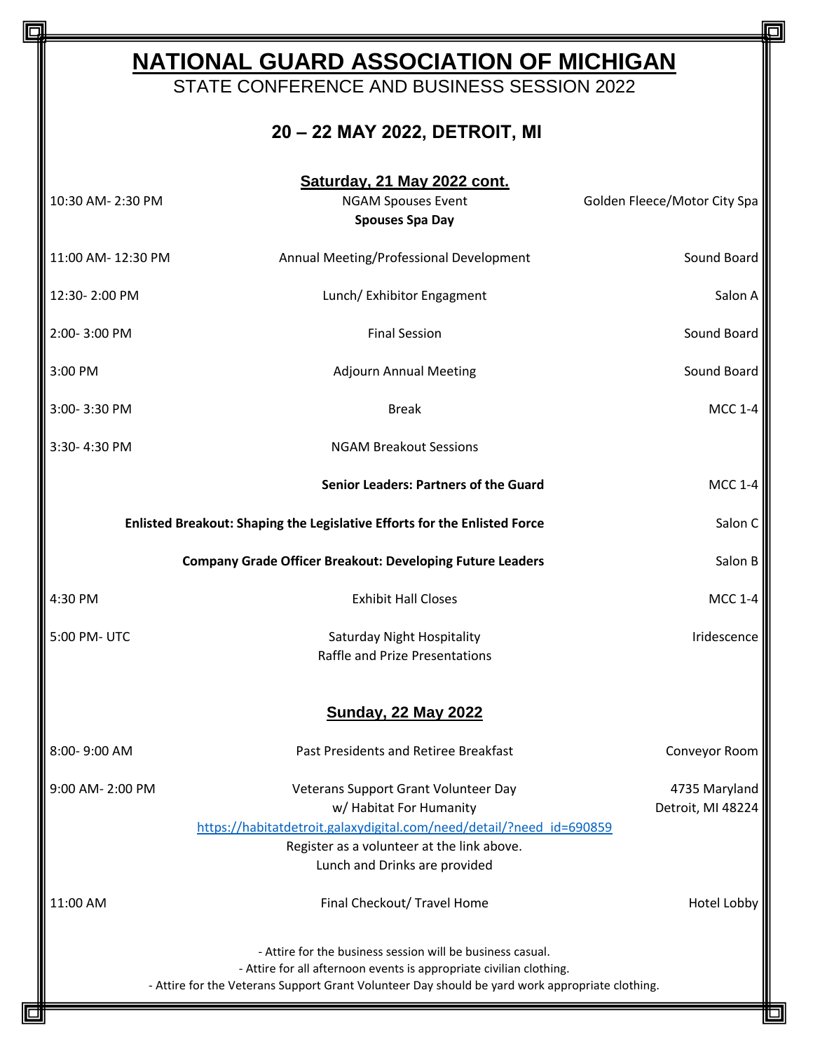# NATIONAL GUARD ASSOCIATION OF MICHIGAN

STATE CONFERENCE AND BUSINESS SESSION 2022

## 20 – 22 MAY 2022, DETROIT, MI

### Saturday, 21 May 2022 cont.

| | | |
|---|---|---|
| 10:30 AM- 2:30 PM | NGAM Spouses Event<br>**Spouses Spa Day** | Golden Fleece/Motor City Spa |
| 11:00 AM- 12:30 PM | Annual Meeting/Professional Development | Sound Board |
| 12:30- 2:00 PM | Lunch/ Exhibitor Engagment | Salon A |
| 2:00- 3:00 PM | Final Session | Sound Board |
| 3:00 PM | Adjourn Annual Meeting | Sound Board |
| 3:00- 3:30 PM | Break | MCC 1-4 |
| 3:30- 4:30 PM | NGAM Breakout Sessions | |
| | **Senior Leaders: Partners of the Guard** | MCC 1-4 |
| | **Enlisted Breakout: Shaping the Legislative Efforts for the Enlisted Force** | Salon C |
| | **Company Grade Officer Breakout: Developing Future Leaders** | Salon B |
| 4:30 PM | Exhibit Hall Closes | MCC 1-4 |
| 5:00 PM- UTC | Saturday Night Hospitality<br>Raffle and Prize Presentations | Iridescence |

### Sunday, 22 May 2022

| | | |
|---|---|---|
| 8:00- 9:00 AM | Past Presidents and Retiree Breakfast | Conveyor Room |
| 9:00 AM- 2:00 PM | Veterans Support Grant Volunteer Day<br>w/ Habitat For Humanity<br>https://habitatdetroit.galaxydigital.com/need/detail/?need_id=690859<br>Register as a volunteer at the link above.<br>Lunch and Drinks are provided | 4735 Maryland<br>Detroit, MI 48224 |
| 11:00 AM | Final Checkout/ Travel Home | Hotel Lobby |

- Attire for the business session will be business casual.
- Attire for all afternoon events is appropriate civilian clothing.
- Attire for the Veterans Support Grant Volunteer Day should be yard work appropriate clothing.